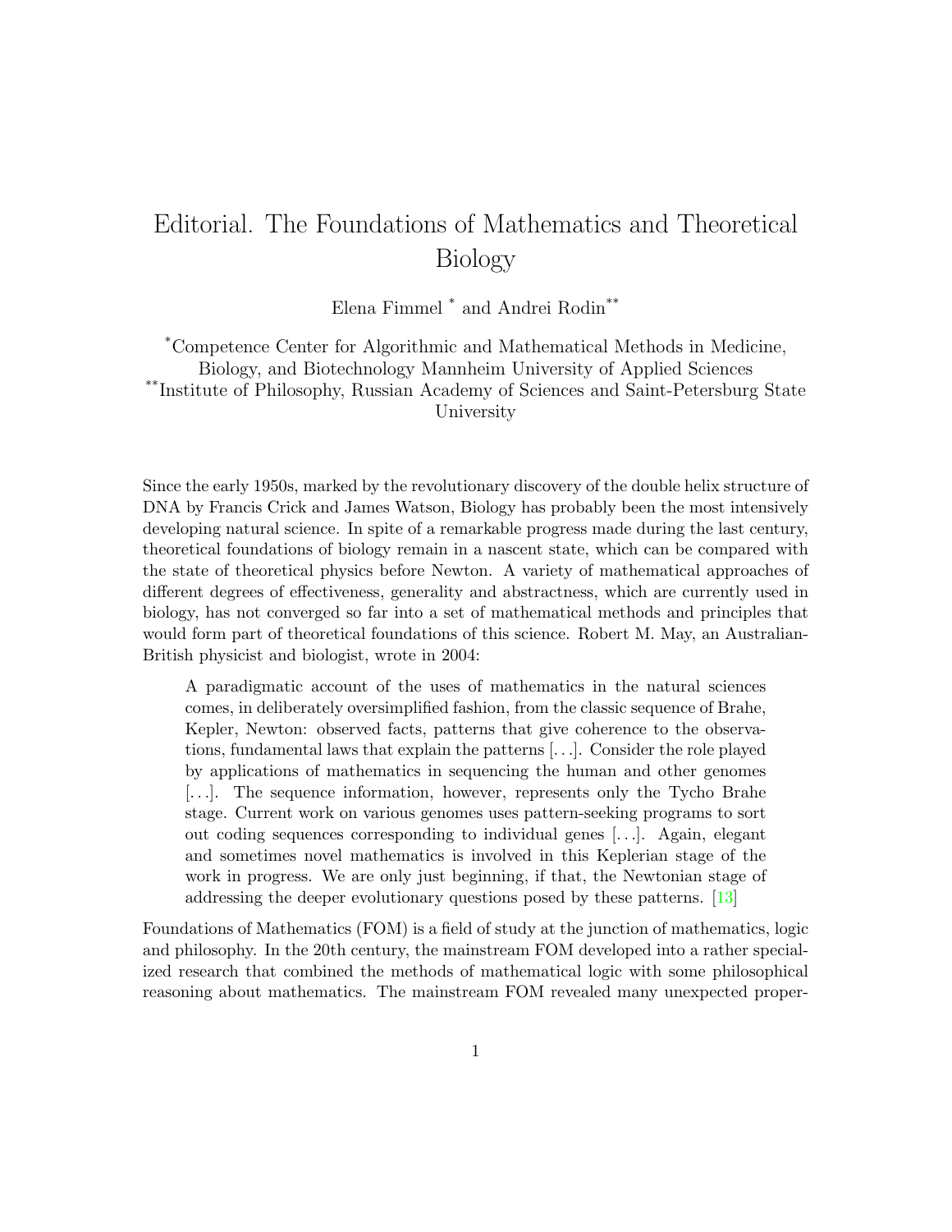# Editorial. The Foundations of Mathematics and Theoretical Biology

Elena Fimmel [*] and Andrei Rodin[**]

[*]Competence Center for Algorithmic and Mathematical Methods in Medicine, Biology, and Biotechnology Mannheim University of Applied Sciences
[**]Institute of Philosophy, Russian Academy of Sciences and Saint-Petersburg State University

Since the early 1950s, marked by the revolutionary discovery of the double helix structure of DNA by Francis Crick and James Watson, Biology has probably been the most intensively developing natural science. In spite of a remarkable progress made during the last century, theoretical foundations of biology remain in a nascent state, which can be compared with the state of theoretical physics before Newton. A variety of mathematical approaches of different degrees of effectiveness, generality and abstractness, which are currently used in biology, has not converged so far into a set of mathematical methods and principles that would form part of theoretical foundations of this science. Robert M. May, an Australian-British physicist and biologist, wrote in 2004:

> A paradigmatic account of the uses of mathematics in the natural sciences comes, in deliberately oversimplified fashion, from the classic sequence of Brahe, Kepler, Newton: observed facts, patterns that give coherence to the observations, fundamental laws that explain the patterns [...]. Consider the role played by applications of mathematics in sequencing the human and other genomes [...]. The sequence information, however, represents only the Tycho Brahe stage. Current work on various genomes uses pattern-seeking programs to sort out coding sequences corresponding to individual genes [...]. Again, elegant and sometimes novel mathematics is involved in this Keplerian stage of the work in progress. We are only just beginning, if that, the Newtonian stage of addressing the deeper evolutionary questions posed by these patterns. [13]

Foundations of Mathematics (FOM) is a field of study at the junction of mathematics, logic and philosophy. In the 20th century, the mainstream FOM developed into a rather specialized research that combined the methods of mathematical logic with some philosophical reasoning about mathematics. The mainstream FOM revealed many unexpected proper-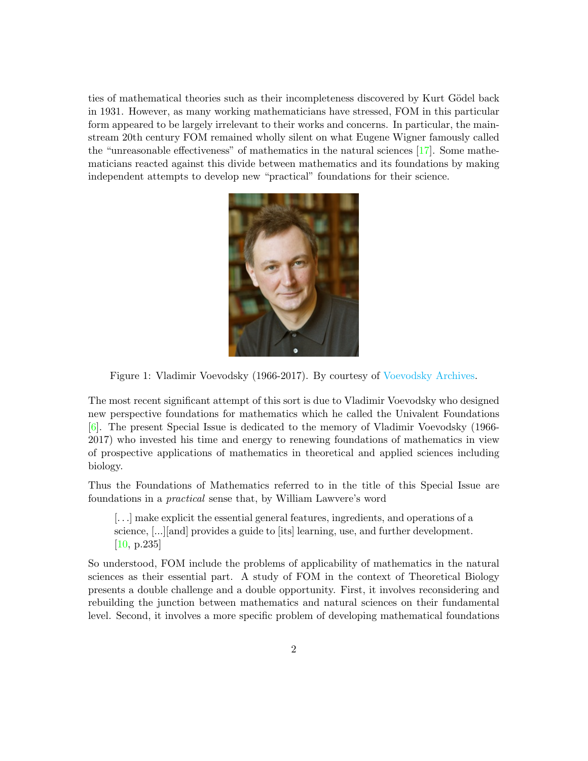ties of mathematical theories such as their incompleteness discovered by Kurt Gödel back in 1931. However, as many working mathematicians have stressed, FOM in this particular form appeared to be largely irrelevant to their works and concerns. In particular, the mainstream 20th century FOM remained wholly silent on what Eugene Wigner famously called the "unreasonable effectiveness" of mathematics in the natural sciences [17]. Some mathematicians reacted against this divide between mathematics and its foundations by making independent attempts to develop new "practical" foundations for their science.

Figure 1: Vladimir Voevodsky (1966-2017). By courtesy of Voevodsky Archives.

The most recent significant attempt of this sort is due to Vladimir Voevodsky who designed new perspective foundations for mathematics which he called the Univalent Foundations [6]. The present Special Issue is dedicated to the memory of Vladimir Voevodsky (1966-2017) who invested his time and energy to renewing foundations of mathematics in view of prospective applications of mathematics in theoretical and applied sciences including biology.

Thus the Foundations of Mathematics referred to in the title of this Special Issue are foundations in a *practical* sense that, by William Lawvere's word

> [...] make explicit the essential general features, ingredients, and operations of a science, [...][and] provides a guide to [its] learning, use, and further development. [10, p.235]

So understood, FOM include the problems of applicability of mathematics in the natural sciences as their essential part. A study of FOM in the context of Theoretical Biology presents a double challenge and a double opportunity. First, it involves reconsidering and rebuilding the junction between mathematics and natural sciences on their fundamental level. Second, it involves a more specific problem of developing mathematical foundations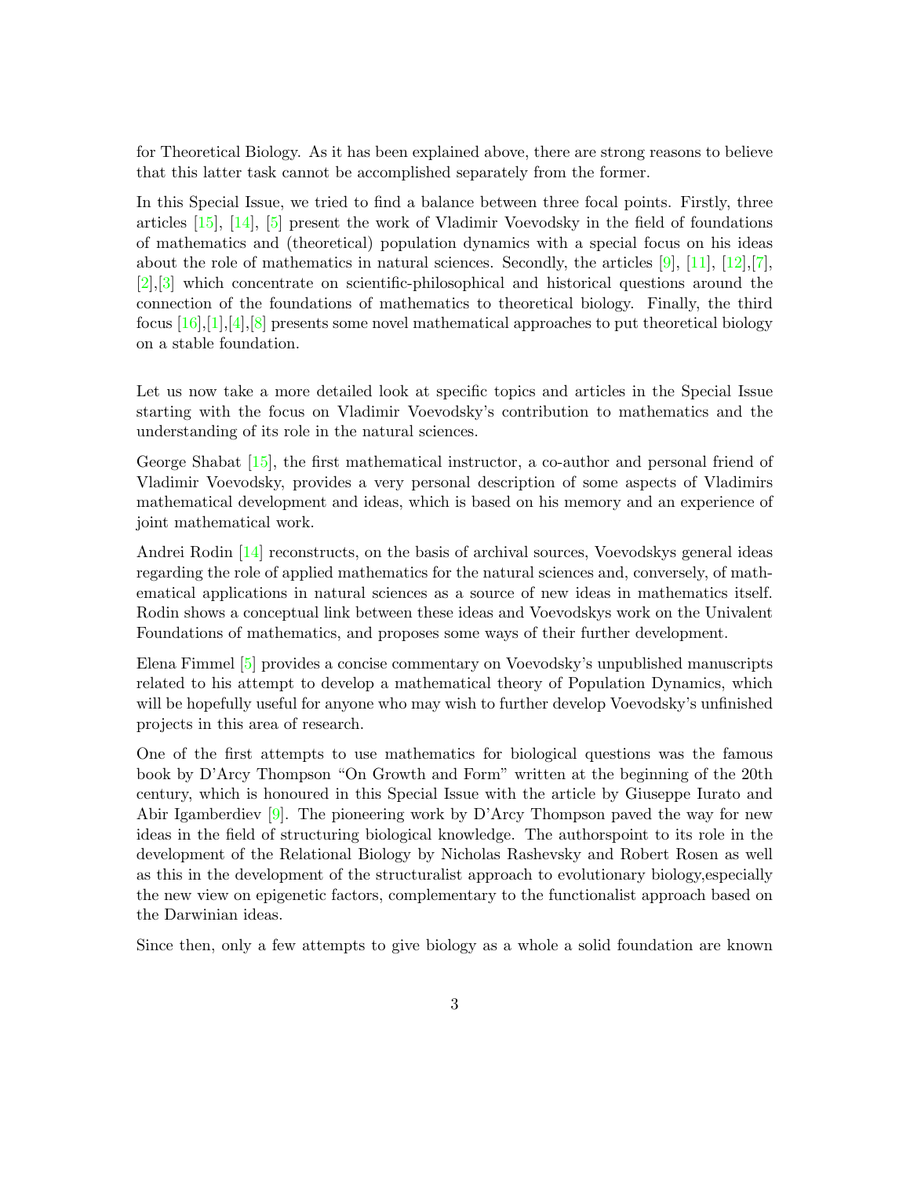for Theoretical Biology. As it has been explained above, there are strong reasons to believe that this latter task cannot be accomplished separately from the former.

In this Special Issue, we tried to find a balance between three focal points. Firstly, three articles [15], [14], [5] present the work of Vladimir Voevodsky in the field of foundations of mathematics and (theoretical) population dynamics with a special focus on his ideas about the role of mathematics in natural sciences. Secondly, the articles [9], [11], [12],[7], [2],[3] which concentrate on scientific-philosophical and historical questions around the connection of the foundations of mathematics to theoretical biology. Finally, the third focus [16],[1],[4],[8] presents some novel mathematical approaches to put theoretical biology on a stable foundation.

Let us now take a more detailed look at specific topics and articles in the Special Issue starting with the focus on Vladimir Voevodsky's contribution to mathematics and the understanding of its role in the natural sciences.

George Shabat [15], the first mathematical instructor, a co-author and personal friend of Vladimir Voevodsky, provides a very personal description of some aspects of Vladimirs mathematical development and ideas, which is based on his memory and an experience of joint mathematical work.

Andrei Rodin [14] reconstructs, on the basis of archival sources, Voevodskys general ideas regarding the role of applied mathematics for the natural sciences and, conversely, of mathematical applications in natural sciences as a source of new ideas in mathematics itself. Rodin shows a conceptual link between these ideas and Voevodskys work on the Univalent Foundations of mathematics, and proposes some ways of their further development.

Elena Fimmel [5] provides a concise commentary on Voevodsky's unpublished manuscripts related to his attempt to develop a mathematical theory of Population Dynamics, which will be hopefully useful for anyone who may wish to further develop Voevodsky's unfinished projects in this area of research.

One of the first attempts to use mathematics for biological questions was the famous book by D'Arcy Thompson "On Growth and Form" written at the beginning of the 20th century, which is honoured in this Special Issue with the article by Giuseppe Iurato and Abir Igamberdiev [9]. The pioneering work by D'Arcy Thompson paved the way for new ideas in the field of structuring biological knowledge. The authorspoint to its role in the development of the Relational Biology by Nicholas Rashevsky and Robert Rosen as well as this in the development of the structuralist approach to evolutionary biology,especially the new view on epigenetic factors, complementary to the functionalist approach based on the Darwinian ideas.

Since then, only a few attempts to give biology as a whole a solid foundation are known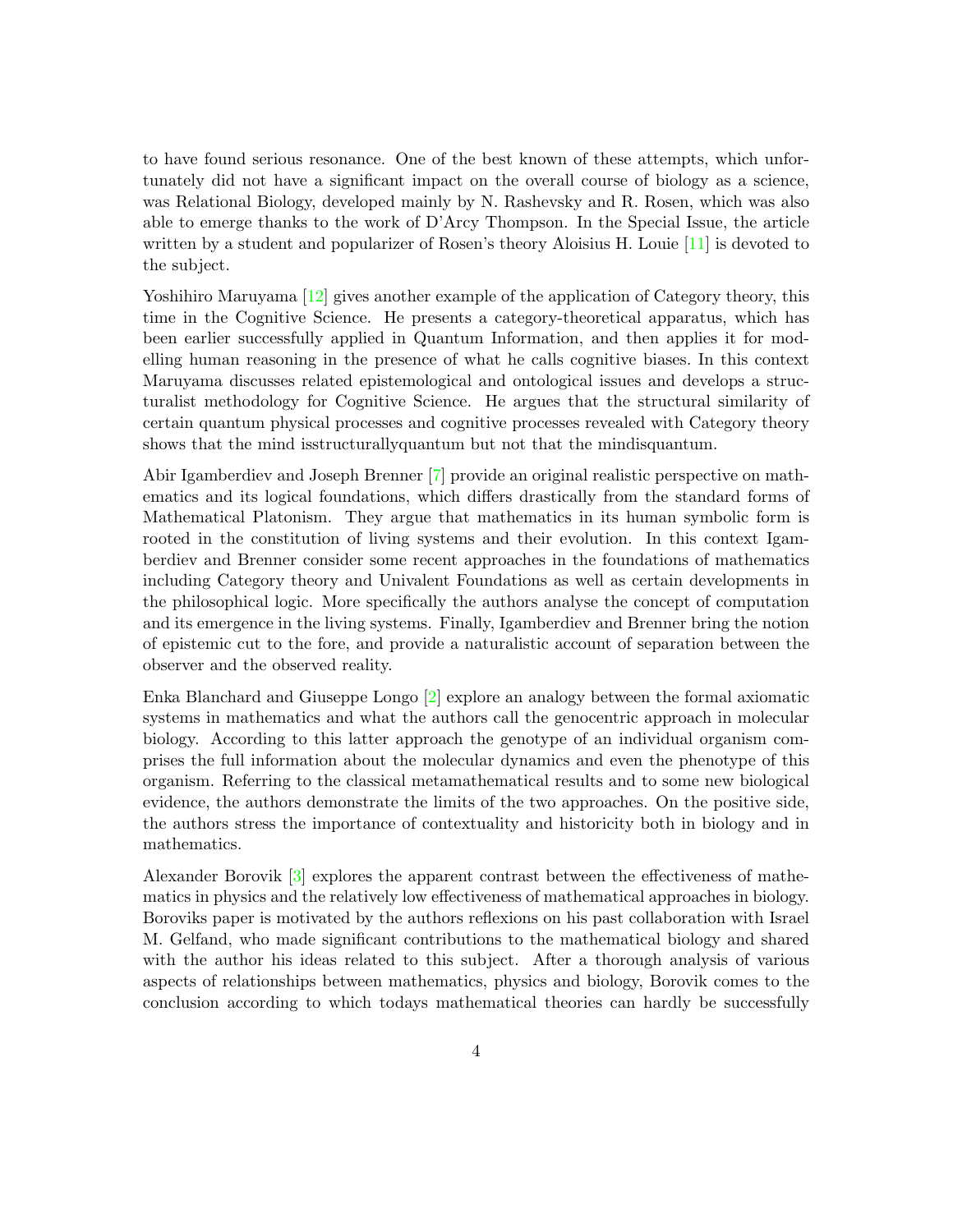to have found serious resonance. One of the best known of these attempts, which unfortunately did not have a significant impact on the overall course of biology as a science, was Relational Biology, developed mainly by N. Rashevsky and R. Rosen, which was also able to emerge thanks to the work of D'Arcy Thompson. In the Special Issue, the article written by a student and popularizer of Rosen's theory Aloisius H. Louie [11] is devoted to the subject.

Yoshihiro Maruyama [12] gives another example of the application of Category theory, this time in the Cognitive Science. He presents a category-theoretical apparatus, which has been earlier successfully applied in Quantum Information, and then applies it for modelling human reasoning in the presence of what he calls cognitive biases. In this context Maruyama discusses related epistemological and ontological issues and develops a structuralist methodology for Cognitive Science. He argues that the structural similarity of certain quantum physical processes and cognitive processes revealed with Category theory shows that the mind isstructurallyquantum but not that the mindisquantum.

Abir Igamberdiev and Joseph Brenner [7] provide an original realistic perspective on mathematics and its logical foundations, which differs drastically from the standard forms of Mathematical Platonism. They argue that mathematics in its human symbolic form is rooted in the constitution of living systems and their evolution. In this context Igamberdiev and Brenner consider some recent approaches in the foundations of mathematics including Category theory and Univalent Foundations as well as certain developments in the philosophical logic. More specifically the authors analyse the concept of computation and its emergence in the living systems. Finally, Igamberdiev and Brenner bring the notion of epistemic cut to the fore, and provide a naturalistic account of separation between the observer and the observed reality.

Enka Blanchard and Giuseppe Longo [2] explore an analogy between the formal axiomatic systems in mathematics and what the authors call the genocentric approach in molecular biology. According to this latter approach the genotype of an individual organism comprises the full information about the molecular dynamics and even the phenotype of this organism. Referring to the classical metamathematical results and to some new biological evidence, the authors demonstrate the limits of the two approaches. On the positive side, the authors stress the importance of contextuality and historicity both in biology and in mathematics.

Alexander Borovik [3] explores the apparent contrast between the effectiveness of mathematics in physics and the relatively low effectiveness of mathematical approaches in biology. Boroviks paper is motivated by the authors reflexions on his past collaboration with Israel M. Gelfand, who made significant contributions to the mathematical biology and shared with the author his ideas related to this subject. After a thorough analysis of various aspects of relationships between mathematics, physics and biology, Borovik comes to the conclusion according to which todays mathematical theories can hardly be successfully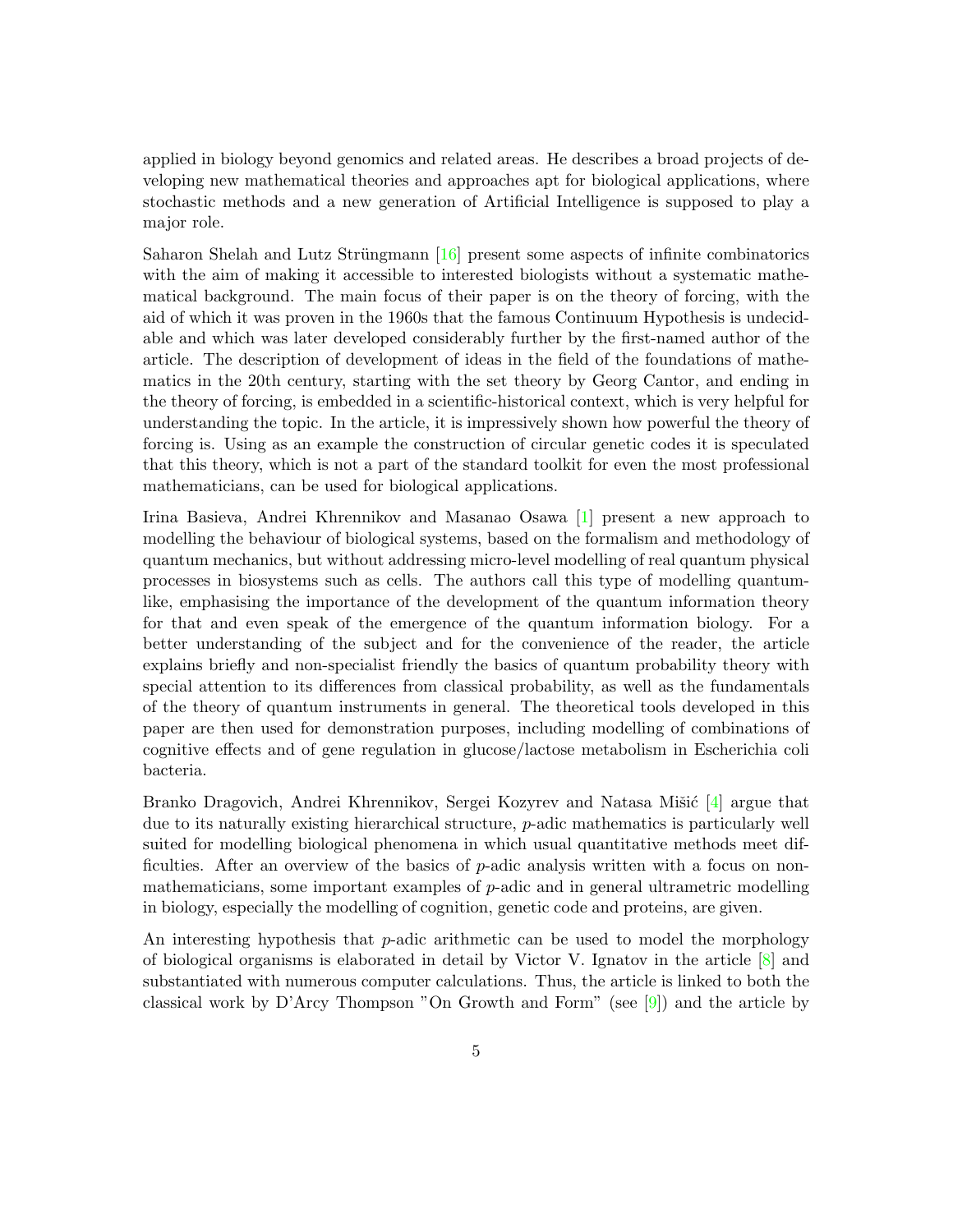applied in biology beyond genomics and related areas. He describes a broad projects of developing new mathematical theories and approaches apt for biological applications, where stochastic methods and a new generation of Artificial Intelligence is supposed to play a major role.

Saharon Shelah and Lutz Strüngmann [16] present some aspects of infinite combinatorics with the aim of making it accessible to interested biologists without a systematic mathematical background. The main focus of their paper is on the theory of forcing, with the aid of which it was proven in the 1960s that the famous Continuum Hypothesis is undecidable and which was later developed considerably further by the first-named author of the article. The description of development of ideas in the field of the foundations of mathematics in the 20th century, starting with the set theory by Georg Cantor, and ending in the theory of forcing, is embedded in a scientific-historical context, which is very helpful for understanding the topic. In the article, it is impressively shown how powerful the theory of forcing is. Using as an example the construction of circular genetic codes it is speculated that this theory, which is not a part of the standard toolkit for even the most professional mathematicians, can be used for biological applications.

Irina Basieva, Andrei Khrennikov and Masanao Osawa [1] present a new approach to modelling the behaviour of biological systems, based on the formalism and methodology of quantum mechanics, but without addressing micro-level modelling of real quantum physical processes in biosystems such as cells. The authors call this type of modelling quantum-like, emphasising the importance of the development of the quantum information theory for that and even speak of the emergence of the quantum information biology. For a better understanding of the subject and for the convenience of the reader, the article explains briefly and non-specialist friendly the basics of quantum probability theory with special attention to its differences from classical probability, as well as the fundamentals of the theory of quantum instruments in general. The theoretical tools developed in this paper are then used for demonstration purposes, including modelling of combinations of cognitive effects and of gene regulation in glucose/lactose metabolism in Escherichia coli bacteria.

Branko Dragovich, Andrei Khrennikov, Sergei Kozyrev and Natasa Mišić [4] argue that due to its naturally existing hierarchical structure, $p$-adic mathematics is particularly well suited for modelling biological phenomena in which usual quantitative methods meet difficulties. After an overview of the basics of $p$-adic analysis written with a focus on non-mathematicians, some important examples of $p$-adic and in general ultrametric modelling in biology, especially the modelling of cognition, genetic code and proteins, are given.

An interesting hypothesis that $p$-adic arithmetic can be used to model the morphology of biological organisms is elaborated in detail by Victor V. Ignatov in the article [8] and substantiated with numerous computer calculations. Thus, the article is linked to both the classical work by D'Arcy Thompson "On Growth and Form" (see [9]) and the article by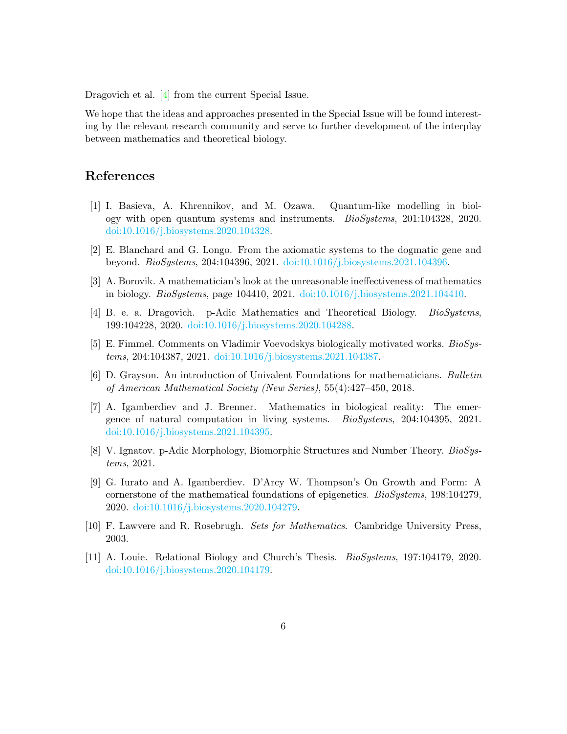Dragovich et al. [4] from the current Special Issue.

We hope that the ideas and approaches presented in the Special Issue will be found interesting by the relevant research community and serve to further development of the interplay between mathematics and theoretical biology.

## References

[1] I. Basieva, A. Khrennikov, and M. Ozawa. Quantum-like modelling in biology with open quantum systems and instruments. *BioSystems*, 201:104328, 2020. doi:10.1016/j.biosystems.2020.104328.

[2] E. Blanchard and G. Longo. From the axiomatic systems to the dogmatic gene and beyond. *BioSystems*, 204:104396, 2021. doi:10.1016/j.biosystems.2021.104396.

[3] A. Borovik. A mathematician's look at the unreasonable ineffectiveness of mathematics in biology. *BioSystems*, page 104410, 2021. doi:10.1016/j.biosystems.2021.104410.

[4] B. e. a. Dragovich. p-Adic Mathematics and Theoretical Biology. *BioSystems*, 199:104228, 2020. doi:10.1016/j.biosystems.2020.104288.

[5] E. Fimmel. Comments on Vladimir Voevodskys biologically motivated works. *BioSystems*, 204:104387, 2021. doi:10.1016/j.biosystems.2021.104387.

[6] D. Grayson. An introduction of Univalent Foundations for mathematicians. *Bulletin of American Mathematical Society (New Series)*, 55(4):427–450, 2018.

[7] A. Igamberdiev and J. Brenner. Mathematics in biological reality: The emergence of natural computation in living systems. *BioSystems*, 204:104395, 2021. doi:10.1016/j.biosystems.2021.104395.

[8] V. Ignatov. p-Adic Morphology, Biomorphic Structures and Number Theory. *BioSystems*, 2021.

[9] G. Iurato and A. Igamberdiev. D'Arcy W. Thompson's On Growth and Form: A cornerstone of the mathematical foundations of epigenetics. *BioSystems*, 198:104279, 2020. doi:10.1016/j.biosystems.2020.104279.

[10] F. Lawvere and R. Rosebrugh. *Sets for Mathematics*. Cambridge University Press, 2003.

[11] A. Louie. Relational Biology and Church's Thesis. *BioSystems*, 197:104179, 2020. doi:10.1016/j.biosystems.2020.104179.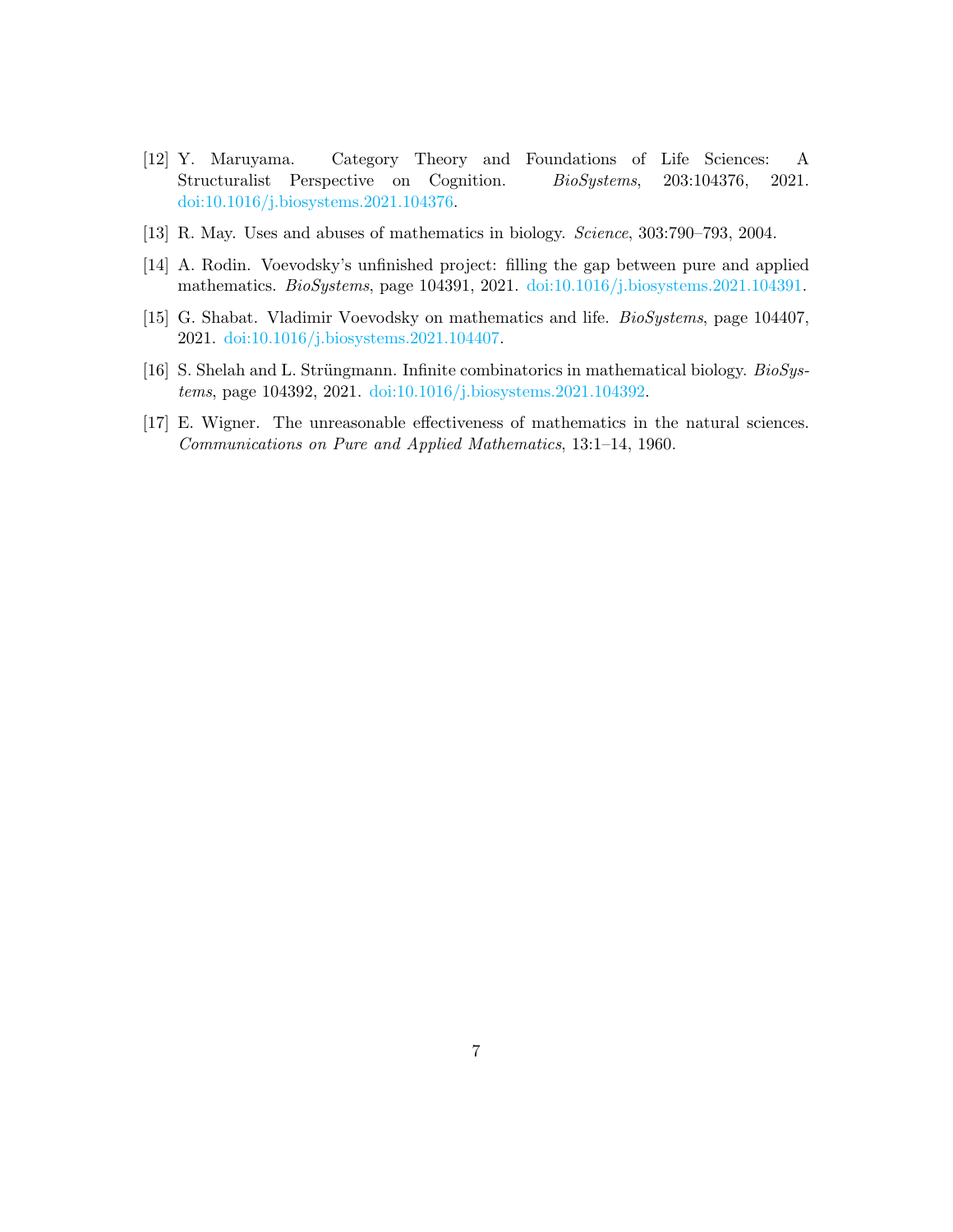[12] Y. Maruyama. Category Theory and Foundations of Life Sciences: A Structuralist Perspective on Cognition. *BioSystems*, 203:104376, 2021. doi:10.1016/j.biosystems.2021.104376.

[13] R. May. Uses and abuses of mathematics in biology. *Science*, 303:790–793, 2004.

[14] A. Rodin. Voevodsky's unfinished project: filling the gap between pure and applied mathematics. *BioSystems*, page 104391, 2021. doi:10.1016/j.biosystems.2021.104391.

[15] G. Shabat. Vladimir Voevodsky on mathematics and life. *BioSystems*, page 104407, 2021. doi:10.1016/j.biosystems.2021.104407.

[16] S. Shelah and L. Strüngmann. Infinite combinatorics in mathematical biology. *BioSystems*, page 104392, 2021. doi:10.1016/j.biosystems.2021.104392.

[17] E. Wigner. The unreasonable effectiveness of mathematics in the natural sciences. *Communications on Pure and Applied Mathematics*, 13:1–14, 1960.